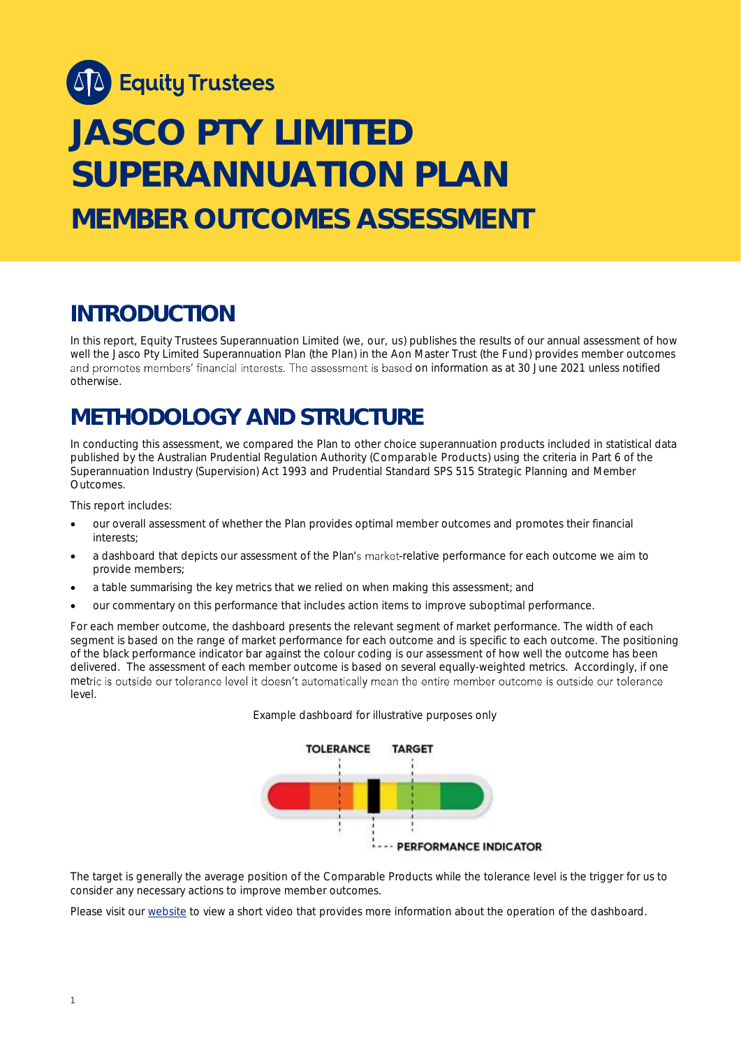Equity Trustees

# JASCO PTY LIMITED SUPERANNUATION PLAN

## MEMBER OUTCOMES ASSESSMENT

## INTRODUCTION

In this report, Equity Trustees Superannuation Limited (we, our, us) publishes the results of our annual assessment of how well the Jasco Pty Limited Superannuation Plan (the Plan) in the Aon Master Trust (the Fund) provides member outcomes and promotes members' financial interests. The assessment is based on information as at 30 June 2021 unless notified otherwise.

## METHODOLOGY AND STRUCTURE

In conducting this assessment, we compared the Plan to other choice superannuation products included in statistical data published by the Australian Prudential Regulation Authority (Comparable Products) using the criteria in Part 6 of the Superannuation Industry (Supervision) Act 1993 and Prudential Standard SPS 515 Strategic Planning and Member Outcomes.

This report includes:

- our overall assessment of whether the Plan provides optimal member outcomes and promotes their financial interests;
- a dashboard that depicts our assessment of the Plan's market-relative performance for each outcome we aim to provide members;
- a table summarising the key metrics that we relied on when making this assessment; and
- our commentary on this performance that includes action items to improve suboptimal performance.

For each member outcome, the dashboard presents the relevant segment of market performance. The width of each segment is based on the range of market performance for each outcome and is specific to each outcome. The positioning of the black performance indicator bar against the colour coding is our assessment of how well the outcome has been delivered. The assessment of each member outcome is based on several equally-weighted metrics. Accordingly, if one metric is outside our tolerance level it doesn't automatically mean the entire member outcome is outside our tolerance level.

Example dashboard for illustrative purposes only

TOLERANCE TARGET

PERFORMANCE INDICATOR

The target is generally the average position of the Comparable Products while the tolerance level is the trigger for us to consider any necessary actions to improve member outcomes.

Please visit our website to view a short video that provides more information about the operation of the dashboard.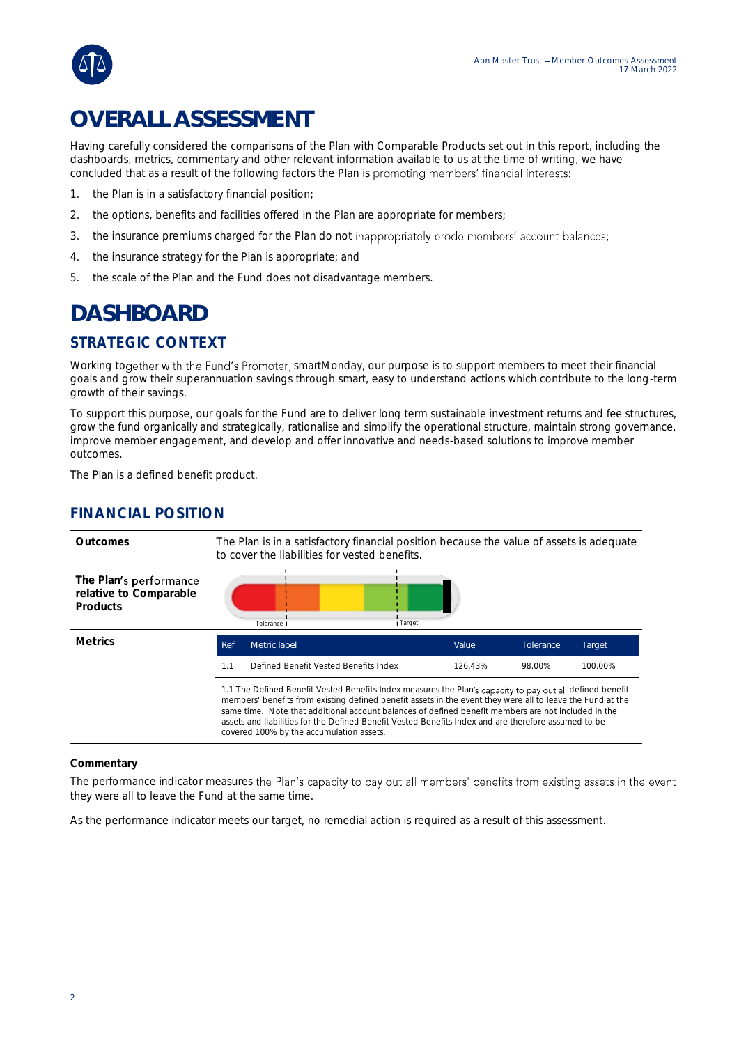# OVERALL ASSESSMENT

Having carefully considered the comparisons of the Plan with Comparable Products set out in this report, including the dashboards, metrics, commentary and other relevant information available to us at the time of writing, we have concluded that as a result of the following factors the Plan is promoting members' financial interests:

1. the Plan is in a satisfactory financial position;
2. the options, benefits and facilities offered in the Plan are appropriate for members;
3. the insurance premiums charged for the Plan do not inappropriately erode members' account balances;
4. the insurance strategy for the Plan is appropriate; and
5. the scale of the Plan and the Fund does not disadvantage members.

# DASHBOARD

## STRATEGIC CONTEXT

Working together with the Fund's Promoter, smartMonday, our purpose is to support members to meet their financial goals and grow their superannuation savings through smart, easy to understand actions which contribute to the long-term growth of their savings.

To support this purpose, our goals for the Fund are to deliver long term sustainable investment returns and fee structures, grow the fund organically and strategically, rationalise and simplify the operational structure, maintain strong governance, improve member engagement, and develop and offer innovative and needs-based solutions to improve member outcomes.

The Plan is a defined benefit product.

## FINANCIAL POSITION

**Outcomes**

The Plan is in a satisfactory financial position because the value of assets is adequate to cover the liabilities for vested benefits.

**The Plan's performance relative to Comparable Products**

Tolerance | Target

**Metrics**

| Ref | Metric label | Value | Tolerance | Target |
|---|---|---|---|---|
| 1.1 | Defined Benefit Vested Benefits Index | 126.43% | 98.00% | 100.00% |

1.1 The Defined Benefit Vested Benefits Index measures the Plan's capacity to pay out all defined benefit members' benefits from existing defined benefit assets in the event they were all to leave the Fund at the same time. Note that additional account balances of defined benefit members are not included in the assets and liabilities for the Defined Benefit Vested Benefits Index and are therefore assumed to be covered 100% by the accumulation assets.

**Commentary**

The performance indicator measures the Plan's capacity to pay out all members' benefits from existing assets in the event they were all to leave the Fund at the same time.

As the performance indicator meets our target, no remedial action is required as a result of this assessment.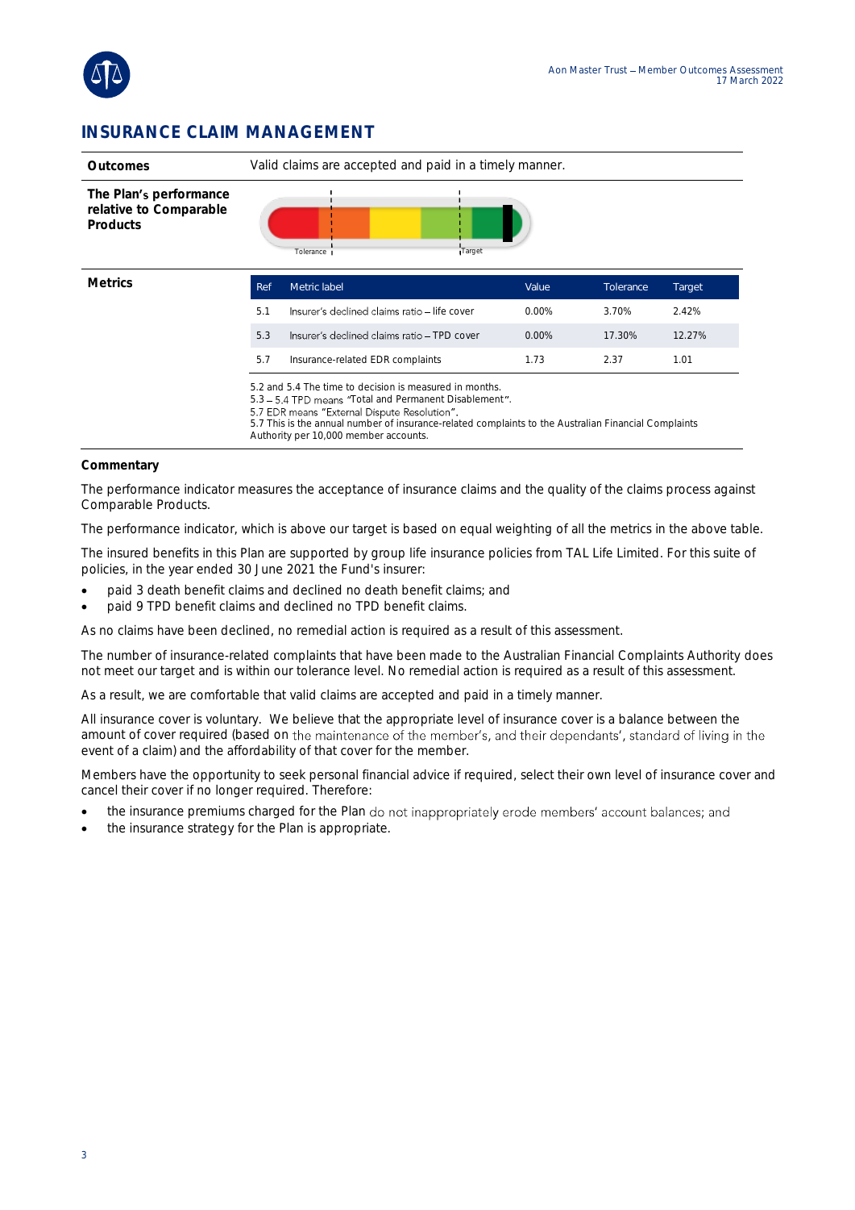# INSURANCE CLAIM MANAGEMENT

| | |
|---|---|
| **Outcomes** | Valid claims are accepted and paid in a timely manner. |
| **The Plan's performance relative to Comparable Products** | Tolerance / Target |

**Metrics**

| Ref | Metric label | Value | Tolerance | Target |
|---|---|---|---|---|
| 5.1 | Insurer's declined claims ratio – life cover | 0.00% | 3.70% | 2.42% |
| 5.3 | Insurer's declined claims ratio – TPD cover | 0.00% | 17.30% | 12.27% |
| 5.7 | Insurance-related EDR complaints | 1.73 | 2.37 | 1.01 |

5.2 and 5.4 The time to decision is measured in months.
5.3 – 5.4 TPD means "Total and Permanent Disablement".
5.7 EDR means "External Dispute Resolution".
5.7 This is the annual number of insurance-related complaints to the Australian Financial Complaints Authority per 10,000 member accounts.

**Commentary**

The performance indicator measures the acceptance of insurance claims and the quality of the claims process against Comparable Products.

The performance indicator, which is above our target is based on equal weighting of all the metrics in the above table.

The insured benefits in this Plan are supported by group life insurance policies from TAL Life Limited. For this suite of policies, in the year ended 30 June 2021 the Fund's insurer:

- paid 3 death benefit claims and declined no death benefit claims; and
- paid 9 TPD benefit claims and declined no TPD benefit claims.

As no claims have been declined, no remedial action is required as a result of this assessment.

The number of insurance-related complaints that have been made to the Australian Financial Complaints Authority does not meet our target and is within our tolerance level. No remedial action is required as a result of this assessment.

As a result, we are comfortable that valid claims are accepted and paid in a timely manner.

All insurance cover is voluntary. We believe that the appropriate level of insurance cover is a balance between the amount of cover required (based on the maintenance of the member's, and their dependants', standard of living in the event of a claim) and the affordability of that cover for the member.

Members have the opportunity to seek personal financial advice if required, select their own level of insurance cover and cancel their cover if no longer required. Therefore:

- the insurance premiums charged for the Plan do not inappropriately erode members' account balances; and
- the insurance strategy for the Plan is appropriate.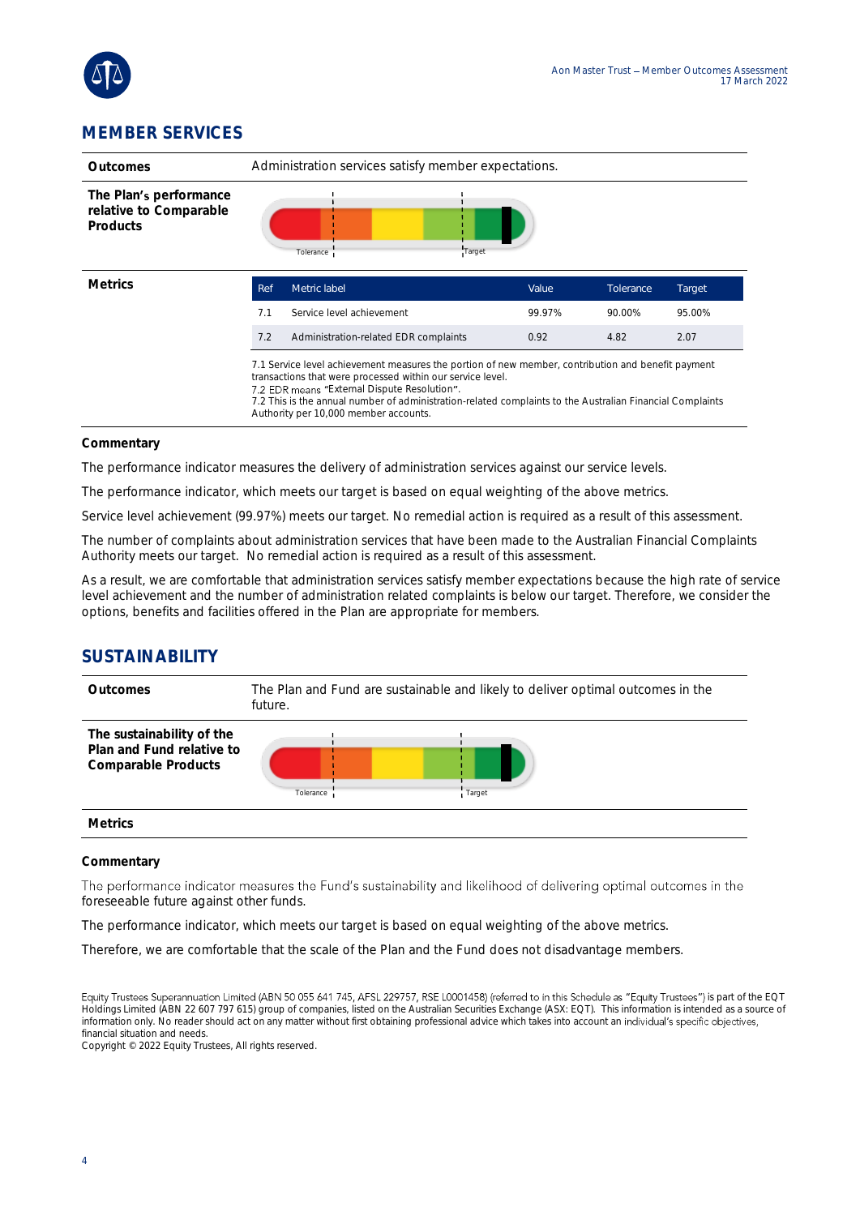## MEMBER SERVICES

| | |
|---|---|
| **Outcomes** | Administration services satisfy member expectations. |
| **The Plan's performance relative to Comparable Products** | Tolerance Target |

**Metrics**

| Ref | Metric label | Value | Tolerance | Target |
|---|---|---|---|---|
| 7.1 | Service level achievement | 99.97% | 90.00% | 95.00% |
| 7.2 | Administration-related EDR complaints | 0.92 | 4.82 | 2.07 |

7.1 Service level achievement measures the portion of new member, contribution and benefit payment transactions that were processed within our service level.
7.2 EDR means "External Dispute Resolution".
7.2 This is the annual number of administration-related complaints to the Australian Financial Complaints Authority per 10,000 member accounts.

### Commentary

The performance indicator measures the delivery of administration services against our service levels.

The performance indicator, which meets our target is based on equal weighting of the above metrics.

Service level achievement (99.97%) meets our target. No remedial action is required as a result of this assessment.

The number of complaints about administration services that have been made to the Australian Financial Complaints Authority meets our target. No remedial action is required as a result of this assessment.

As a result, we are comfortable that administration services satisfy member expectations because the high rate of service level achievement and the number of administration related complaints is below our target. Therefore, we consider the options, benefits and facilities offered in the Plan are appropriate for members.

## SUSTAINABILITY

| | |
|---|---|
| **Outcomes** | The Plan and Fund are sustainable and likely to deliver optimal outcomes in the future. |
| **The sustainability of the Plan and Fund relative to Comparable Products** | Tolerance Target |
| **Metrics** | |

### Commentary

The performance indicator measures the Fund's sustainability and likelihood of delivering optimal outcomes in the foreseeable future against other funds.

The performance indicator, which meets our target is based on equal weighting of the above metrics.

Therefore, we are comfortable that the scale of the Plan and the Fund does not disadvantage members.

Equity Trustees Superannuation Limited (ABN 50 055 641 745, AFSL 229757, RSE L0001458) (referred to in this Schedule as "Equity Trustees") is part of the EQT Holdings Limited (ABN 22 607 797 615) group of companies, listed on the Australian Securities Exchange (ASX: EQT). This information is intended as a source of information only. No reader should act on any matter without first obtaining professional advice which takes into account an individual's specific objectives, financial situation and needs.
Copyright © 2022 Equity Trustees, All rights reserved.